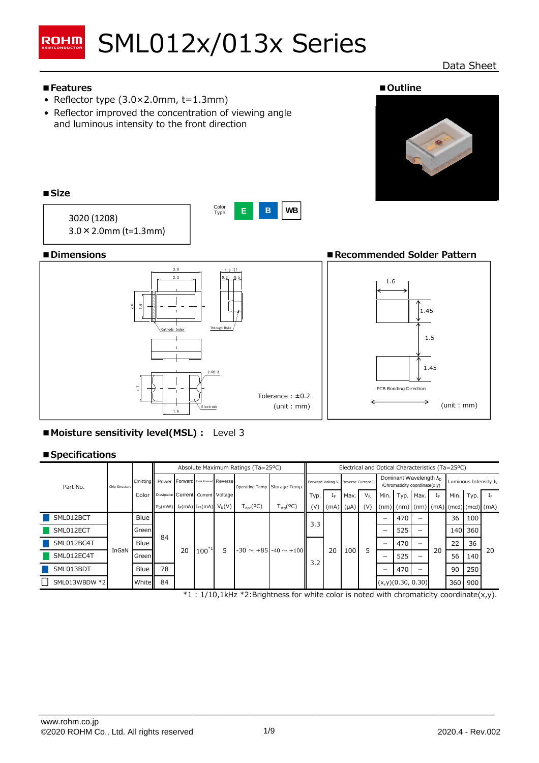# SML012x/013x Series

Data Sheet

## ■Features

- Reflector type (3.0×2.0mm, t=1.3mm)
- Reflector improved the concentration of viewing angle and luminous intensity to the front direction

## ■Outline

## ■Size

3020 (1208)
3.0 × 2.0mm (t=1.3mm)

Color Type: E B WB

## ■Dimensions

3.0
2.3
1.3
0.3
0.5
2.0
1.6
Cathode Index
Through Hole
2-R0.3
1.7
1.6
Electrode

Tolerance : ±0.2
(unit : mm)

## ■Recommended Solder Pattern

1.6
1.45
1.5
1.45
PCB Bonding Direction

(unit : mm)

## ■Moisture sensitivity level(MSL) : Level 3

## ■Specifications

| Part No. | Chip Structure | Emitting Color | Absolute Maximum Ratings (Ta=25ºC) | | | | | | Electrical and Optical Characteristics (Ta=25ºC) | | | | | | | | | | | |
|---|---|---|---|---|---|---|---|---|---|---|---|---|---|---|---|---|---|---|---|---|
| | | | Power Dissipation | Forward Current | Peak Forward Current | Reverse Voltage | Operating Temp. | Storage Temp. | Forward Voltage $V_F$ | | Reverse Current $I_R$ | | Dominant Wavelength $λ_D$ /Chromaticity coordinate(x,y) | | | | Luminous Intensity $I_V$ | | |
| | | | $P_D$(mW) | $I_F$(mA) | $I_{FP}$(mA) | $V_R$(V) | $T_{opr}$(ºC) | $T_{stg}$(ºC) | Typ. (V) | $I_F$ (mA) | Max. (μA) | $V_R$ (V) | Min. (nm) | Typ. (nm) | Max. (nm) | $I_F$ (mA) | Min. (mcd) | Typ. (mcd) | $I_F$ (mA) |
| SML012BCT | InGaN | Blue | 84 | 20 | 100*1 | 5 | -30 ～ +85 | -40 ～ +100 | 3.3 | 20 | 100 | 5 | − | 470 | − | 20 | 36 | 100 | 20 |
| SML012ECT | InGaN | Green | 84 | 20 | 100*1 | 5 | -30 ～ +85 | -40 ～ +100 | 3.3 | 20 | 100 | 5 | − | 525 | − | 20 | 140 | 360 | 20 |
| SML012BC4T | InGaN | Blue | 84 | 20 | 100*1 | 5 | -30 ～ +85 | -40 ～ +100 | 3.2 | 20 | 100 | 5 | − | 470 | − | 20 | 22 | 36 | 20 |
| SML012EC4T | InGaN | Green | 84 | 20 | 100*1 | 5 | -30 ～ +85 | -40 ～ +100 | 3.2 | 20 | 100 | 5 | − | 525 | − | 20 | 56 | 140 | 20 |
| SML013BDT | InGaN | Blue | 78 | 20 | 100*1 | 5 | -30 ～ +85 | -40 ～ +100 | 3.2 | 20 | 100 | 5 | − | 470 | − | 20 | 90 | 250 | 20 |
| SML013WBDW *2 | InGaN | White | 84 | 20 | 100*1 | 5 | -30 ～ +85 | -40 ～ +100 | 3.2 | 20 | 100 | 5 | (x,y)(0.30, 0.30) | | | 20 | 360 | 900 | 20 |

*1 : 1/10,1kHz *2:Brightness for white color is noted with chromaticity coordinate(x,y).

www.rohm.co.jp
©2020 ROHM Co., Ltd. All rights reserved

2020.4 - Rev.002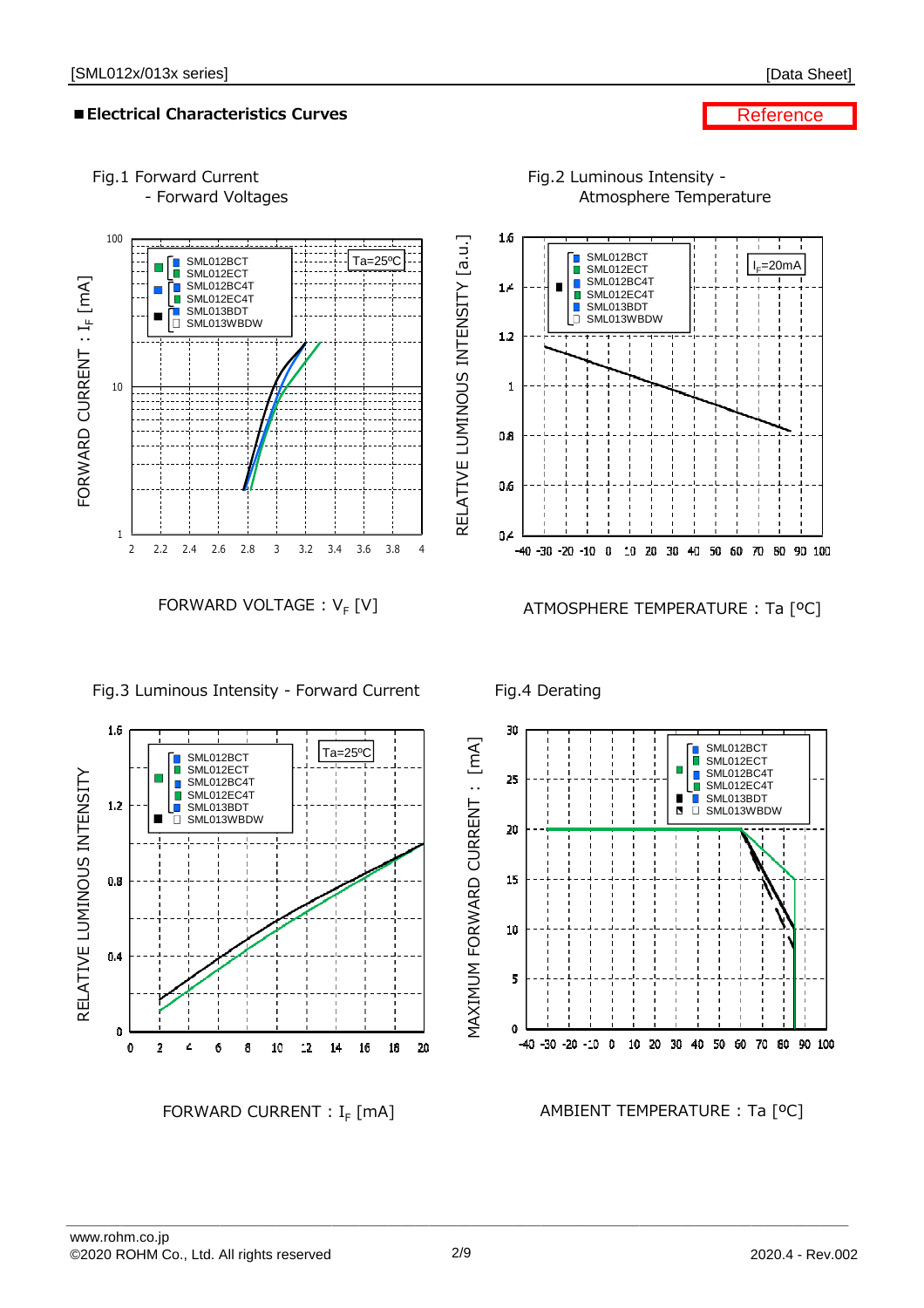## ■ Electrical Characteristics Curves

Reference

Fig.1 Forward Current - Forward Voltages

SML012BCT
SML012ECT
SML012BC4T
SML012EC4T
SML013BDT
SML013WBDW

Ta=25ºC

100
10
1

2 2.2 2.4 2.6 2.8 3 3.2 3.4 3.6 3.8 4

FORWARD CURRENT : $I_F$ [mA]

FORWARD VOLTAGE : $V_F$ [V]

Fig.2 Luminous Intensity - Atmosphere Temperature

SML012BCT
SML012ECT
SML012BC4T
SML012EC4T
SML013BDT
SML013WBDW

$I_F$=20mA

1.6
1.4
1.2
1
0.8
0.6
0.4

-40 -30 -20 -10 0 10 20 30 40 50 60 70 80 90 100

RELATIVE LUMINOUS INTENSITY [a.u.]

ATMOSPHERE TEMPERATURE : Ta [ºC]

Fig.3 Luminous Intensity - Forward Current

SML012BCT
SML012ECT
SML012BC4T
SML012EC4T
SML013BDT
SML013WBDW

Ta=25ºC

1.6
1.2
0.8
0.4
0

0 2 4 6 8 10 12 14 16 18 20

RELATIVE LUMINOUS INTENSITY

FORWARD CURRENT : $I_F$ [mA]

Fig.4 Derating

SML012BCT
SML012ECT
SML012BC4T
SML012EC4T
SML013BDT
SML013WBDW

30
25
20
15
10
5
0

-40 -30 -20 -10 0 10 20 30 40 50 60 70 80 90 100

MAXIMUM FORWARD CURRENT : [mA]

AMBIENT TEMPERATURE : Ta [ºC]

www.rohm.co.jp
©2020 ROHM Co., Ltd. All rights reserved

2020.4 - Rev.002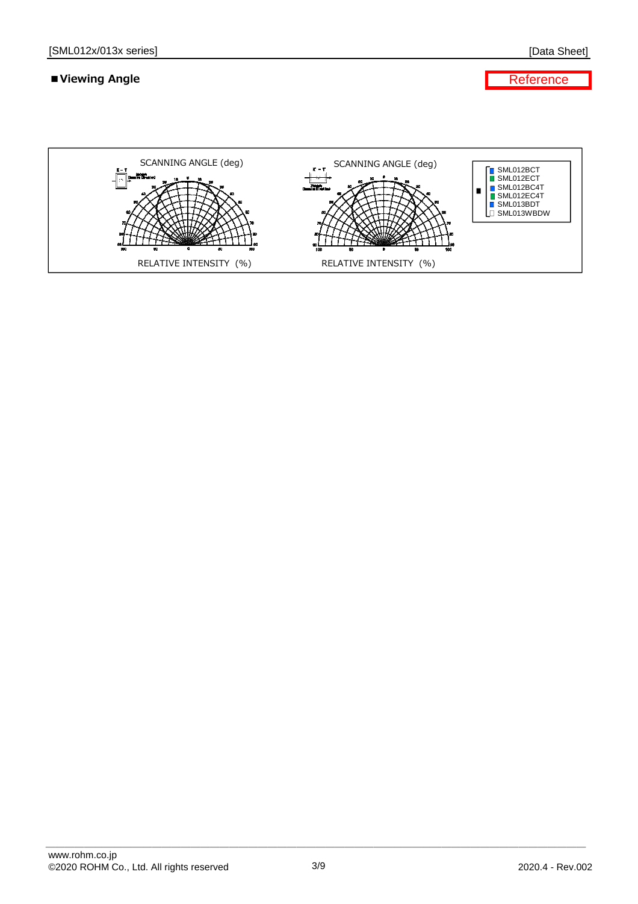## ■Viewing Angle

Reference

SCANNING ANGLE (deg)

RELATIVE INTENSITY (%)

SCANNING ANGLE (deg)

RELATIVE INTENSITY (%)

- SML012BCT
- SML012ECT
- SML012BC4T
- SML012EC4T
- SML013BDT
- SML013WBDW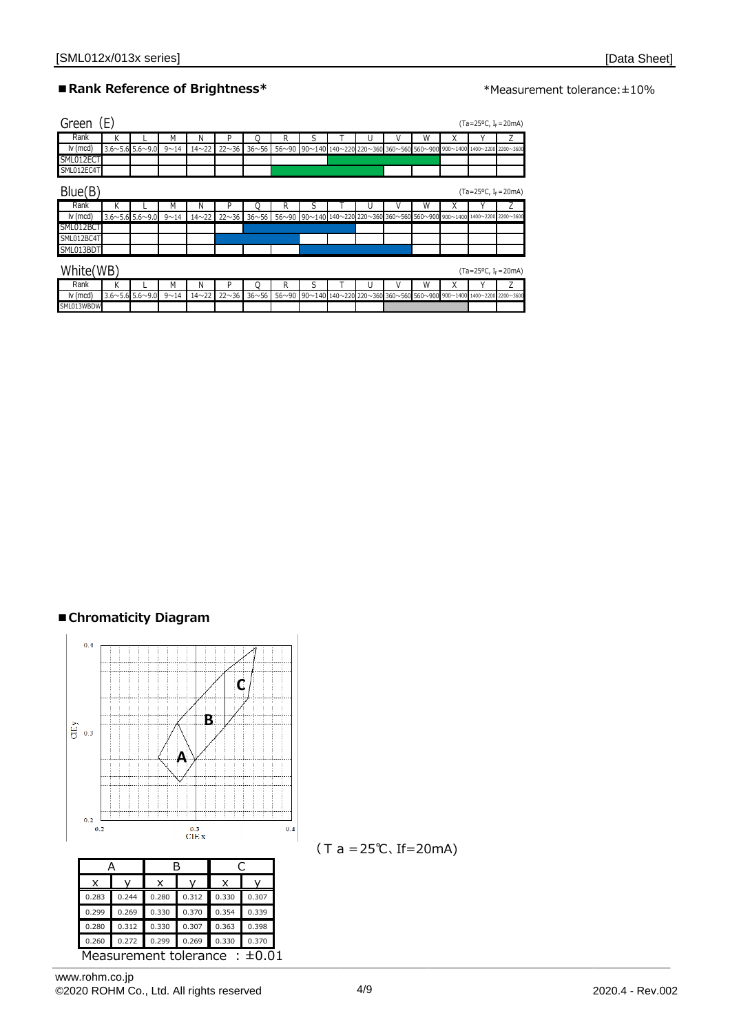## ■Rank Reference of Brightness*

*Measurement tolerance:±10%

### Green (E)

(Ta=25ºC, $I_F$=20mA)

| Rank | K | L | M | N | P | Q | R | S | T | U | V | W | X | Y | Z |
|---|---|---|---|---|---|---|---|---|---|---|---|---|---|---|---|
| Iv (mcd) | 3.6~5.6 | 5.6~9.0 | 9~14 | 14~22 | 22~36 | 36~56 | 56~90 | 90~140 | 140~220 | 220~360 | 360~560 | 560~900 | 900~1400 | 1400~2200 | 2200~3600 |
| SML012ECT | | | | | | | | | ■ | ■ | ■ | ■ | | | |
| SML012EC4T | | | | | | | ■ | ■ | ■ | ■ | | | | | |

### Blue(B)

(Ta=25ºC, $I_F$=20mA)

| Rank | K | L | M | N | P | Q | R | S | T | U | V | W | X | Y | Z |
|---|---|---|---|---|---|---|---|---|---|---|---|---|---|---|---|
| Iv (mcd) | 3.6~5.6 | 5.6~9.0 | 9~14 | 14~22 | 22~36 | 36~56 | 56~90 | 90~140 | 140~220 | 220~360 | 360~560 | 560~900 | 900~1400 | 1400~2200 | 2200~3600 |
| SML012BCT | | | | | | ■ | ■ | ■ | ■ | | | | | | |
| SML012BC4T | | | | | ■ | ■ | ■ | | | | | | | | |
| SML013BDT | | | | | | | | ■ | ■ | ■ | ■ | | | | |

### White(WB)

(Ta=25ºC, $I_F$=20mA)

| Rank | K | L | M | N | P | Q | R | S | T | U | V | W | X | Y | Z |
|---|---|---|---|---|---|---|---|---|---|---|---|---|---|---|---|
| Iv (mcd) | 3.6~5.6 | 5.6~9.0 | 9~14 | 14~22 | 22~36 | 36~56 | 56~90 | 90~140 | 140~220 | 220~360 | 360~560 | 560~900 | 900~1400 | 1400~2200 | 2200~3600 |
| SML013WBDW | | | | | | | | | | | ■ | ■ | ■ | | |

## ■Chromaticity Diagram

0.4
CIE y 0.3
0.2
0.2
0.3
CIE x
0.4
A
B
C

(Ｔa＝25℃、If=20mA)

| A | | B | | C | |
|---|---|---|---|---|---|
| x | y | x | y | x | y |
| 0.283 | 0.244 | 0.280 | 0.312 | 0.330 | 0.307 |
| 0.299 | 0.269 | 0.330 | 0.370 | 0.354 | 0.339 |
| 0.280 | 0.312 | 0.330 | 0.307 | 0.363 | 0.398 |
| 0.260 | 0.272 | 0.299 | 0.269 | 0.330 | 0.370 |

Measurement tolerance ：±0.01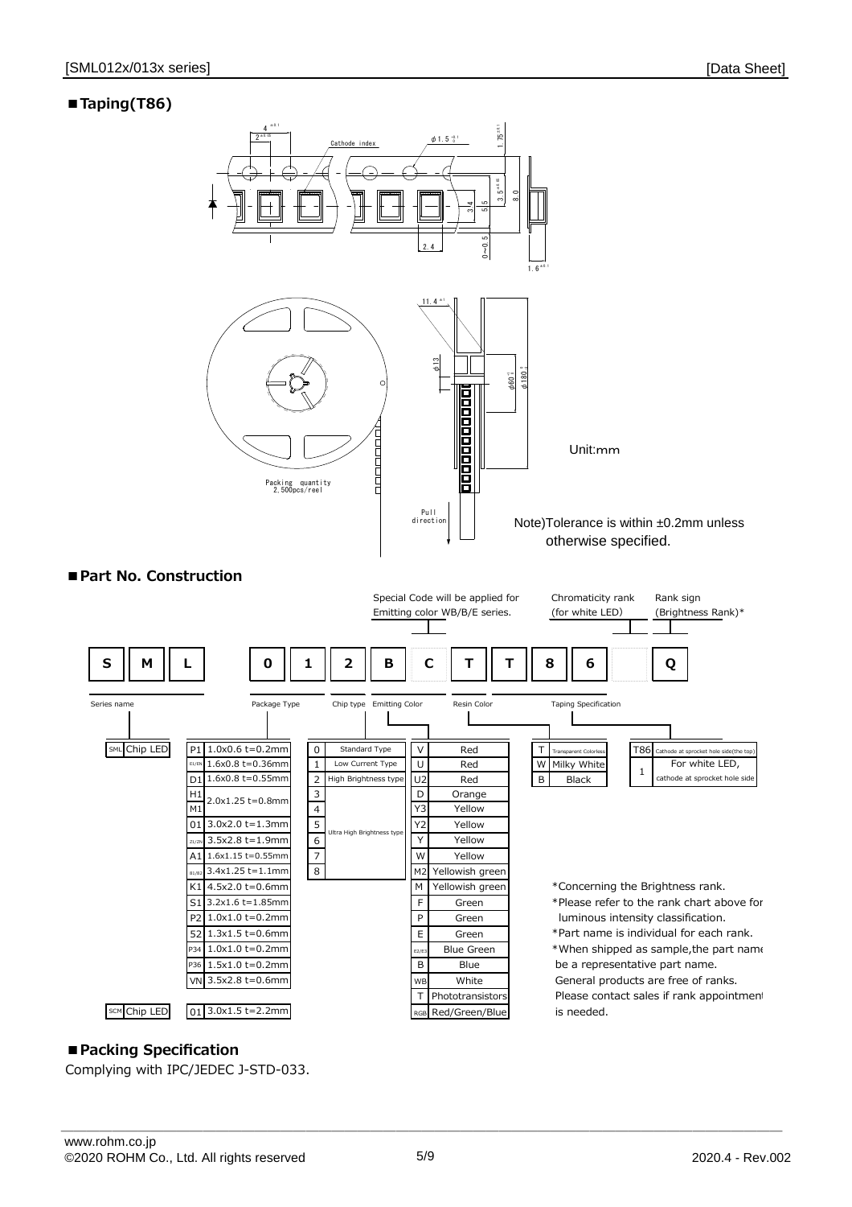## ■Taping(T86)

4 ±0.1

2 ±0.05

Cathode index

ϕ1.5 +0.1 0

1.75 ±0.1

3.5 ±0.05

8.0

3.4

5.5

2.4

0~0.5

1.6 ±0.1

11.4 ±1

ϕ13

ϕ60 +1 0

ϕ180 0 -3

Packing quantity 2,500pcs/reel

Pull direction

Unit:mm

Note)Tolerance is within ±0.2mm unless otherwise specified.

## ■Part No. Construction

Special Code will be applied for Emitting color WB/B/E series.

Chromaticity rank (for white LED)

Rank sign (Brightness Rank)*

| S | M | L | 0 | 1 | 2 | B | C | T | T | 8 | 6 | | Q |
|---|---|---|---|---|---|---|---|---|---|---|---|---|---|

Series name / Package Type / Chip type / Emitting Color / Resin Color / Taping Specification

**Series name**

| | |
|---|---|
| SML | Chip LED |
| SCM | Chip LED |

**Package Type**

| | |
|---|---|
| P1 | 1.0x0.6 t=0.2mm |
| E1/EN | 1.6x0.8 t=0.36mm |
| D1 | 1.6x0.8 t=0.55mm |
| H1 / M1 | 2.0x1.25 t=0.8mm |
| 01 | 3.0x2.0 t=1.3mm |
| Z1/ZN | 3.5x2.8 t=1.9mm |
| A1 | 1.6x1.15 t=0.55mm |
| B1/B2 | 3.4x1.25 t=1.1mm |
| K1 | 4.5x2.0 t=0.6mm |
| S1 | 3.2x1.6 t=1.85mm |
| P2 | 1.0x1.0 t=0.2mm |
| 52 | 1.3x1.5 t=0.6mm |
| P34 | 1.0x1.0 t=0.2mm |
| P36 | 1.5x1.0 t=0.2mm |
| VN | 3.5x2.8 t=0.6mm |
| 01 (SCM) | 3.0x1.5 t=2.2mm |

**Chip type**

| | |
|---|---|
| 0 | Standard Type |
| 1 | Low Current Type |
| 2 | High Brightness type |
| 3–8 | Ultra High Brightness type |

**Emitting Color**

| | |
|---|---|
| V | Red |
| U | Red |
| U2 | Red |
| D | Orange |
| Y3 | Yellow |
| Y2 | Yellow |
| Y | Yellow |
| W | Yellow |
| M2 | Yellowish green |
| M | Yellowish green |
| F | Green |
| P | Green |
| E | Green |
| E2/E3 | Blue Green |
| B | Blue |
| WB | White |
| T | Phototransistors |
| RGB | Red/Green/Blue |

**Resin Color**

| | |
|---|---|
| T | Transparent Colorless |
| W | Milky White |
| B | Black |

**Taping Specification**

| | |
|---|---|
| T86 | Cathode at sprocket hole side(the top) |
| 1 | For white LED, cathode at sprocket hole side |

*Concerning the Brightness rank.
*Please refer to the rank chart above for luminous intensity classification.
*Part name is individual for each rank.
*When shipped as sample,the part name be a representative part name. General products are free of ranks. Please contact sales if rank appointment is needed.

## ■Packing Specification

Complying with IPC/JEDEC J-STD-033.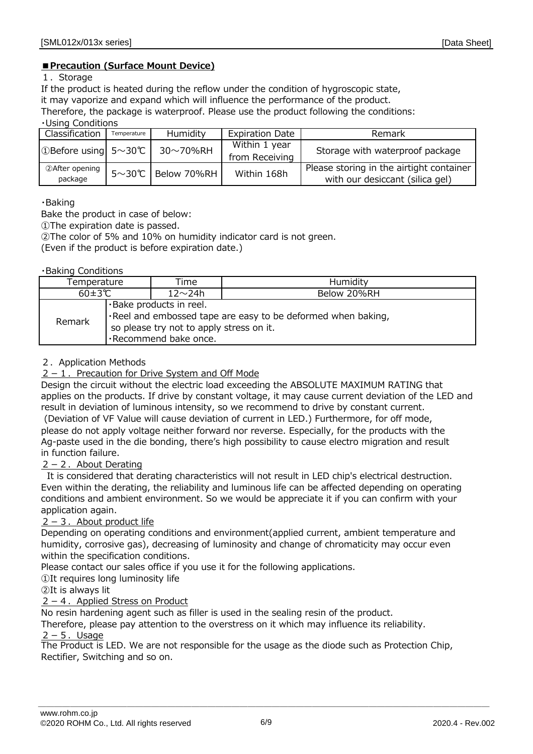## ■Precaution (Surface Mount Device)

1. Storage

If the product is heated during the reflow under the condition of hygroscopic state,
it may vaporize and expand which will influence the performance of the product.
Therefore, the package is waterproof. Please use the product following the conditions:

・Using Conditions

| Classification | Temperature | Humidity | Expiration Date | Remark |
|---|---|---|---|---|
| ①Before using | 5～30℃ | 30～70%RH | Within 1 year from Receiving | Storage with waterproof package |
| ②After opening package | 5～30℃ | Below 70%RH | Within 168h | Please storing in the airtight container with our desiccant (silica gel) |

・Baking

Bake the product in case of below:

①The expiration date is passed.

②The color of 5% and 10% on humidity indicator card is not green.
(Even if the product is before expiration date.)

・Baking Conditions

| Temperature | Time | Humidity |
|---|---|---|
| 60±3℃ | 12～24h | Below 20%RH |
| Remark | ・Bake products in reel.<br>・Reel and embossed tape are easy to be deformed when baking, so please try not to apply stress on it.<br>・Recommend bake once. | |

2. Application Methods

2－1. Precaution for Drive System and Off Mode

Design the circuit without the electric load exceeding the ABSOLUTE MAXIMUM RATING that applies on the products. If drive by constant voltage, it may cause current deviation of the LED and result in deviation of luminous intensity, so we recommend to drive by constant current.
(Deviation of VF Value will cause deviation of current in LED.) Furthermore, for off mode, please do not apply voltage neither forward nor reverse. Especially, for the products with the Ag-paste used in the die bonding, there's high possibility to cause electro migration and result in function failure.

2－2. About Derating

It is considered that derating characteristics will not result in LED chip's electrical destruction. Even within the derating, the reliability and luminous life can be affected depending on operating conditions and ambient environment. So we would be appreciate it if you can confirm with your application again.

2－3. About product life

Depending on operating conditions and environment(applied current, ambient temperature and humidity, corrosive gas), decreasing of luminosity and change of chromaticity may occur even within the specification conditions.
Please contact our sales office if you use it for the following applications.

①It requires long luminosity life

②It is always lit

2－4. Applied Stress on Product

No resin hardening agent such as filler is used in the sealing resin of the product.
Therefore, please pay attention to the overstress on it which may influence its reliability.

2－5. Usage

The Product is LED. We are not responsible for the usage as the diode such as Protection Chip, Rectifier, Switching and so on.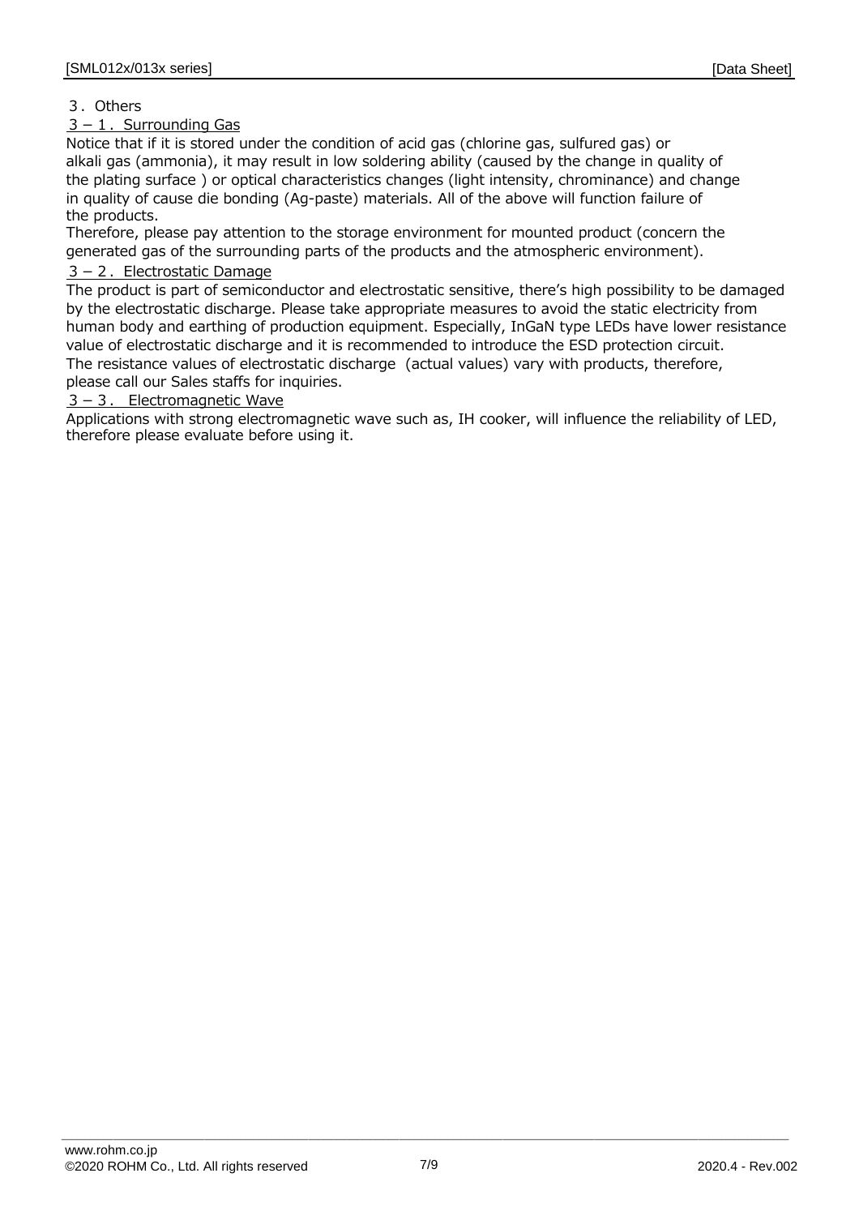## 3．Others

### 3－1． Surrounding Gas

Notice that if it is stored under the condition of acid gas (chlorine gas, sulfured gas) or alkali gas (ammonia), it may result in low soldering ability (caused by the change in quality of the plating surface ) or optical characteristics changes (light intensity, chrominance) and change in quality of cause die bonding (Ag-paste) materials. All of the above will function failure of the products.

Therefore, please pay attention to the storage environment for mounted product (concern the generated gas of the surrounding parts of the products and the atmospheric environment).

### 3－2． Electrostatic Damage

The product is part of semiconductor and electrostatic sensitive, there's high possibility to be damaged by the electrostatic discharge. Please take appropriate measures to avoid the static electricity from human body and earthing of production equipment. Especially, InGaN type LEDs have lower resistance value of electrostatic discharge and it is recommended to introduce the ESD protection circuit. The resistance values of electrostatic discharge (actual values) vary with products, therefore, please call our Sales staffs for inquiries.

### 3－3． Electromagnetic Wave

Applications with strong electromagnetic wave such as, IH cooker, will influence the reliability of LED, therefore please evaluate before using it.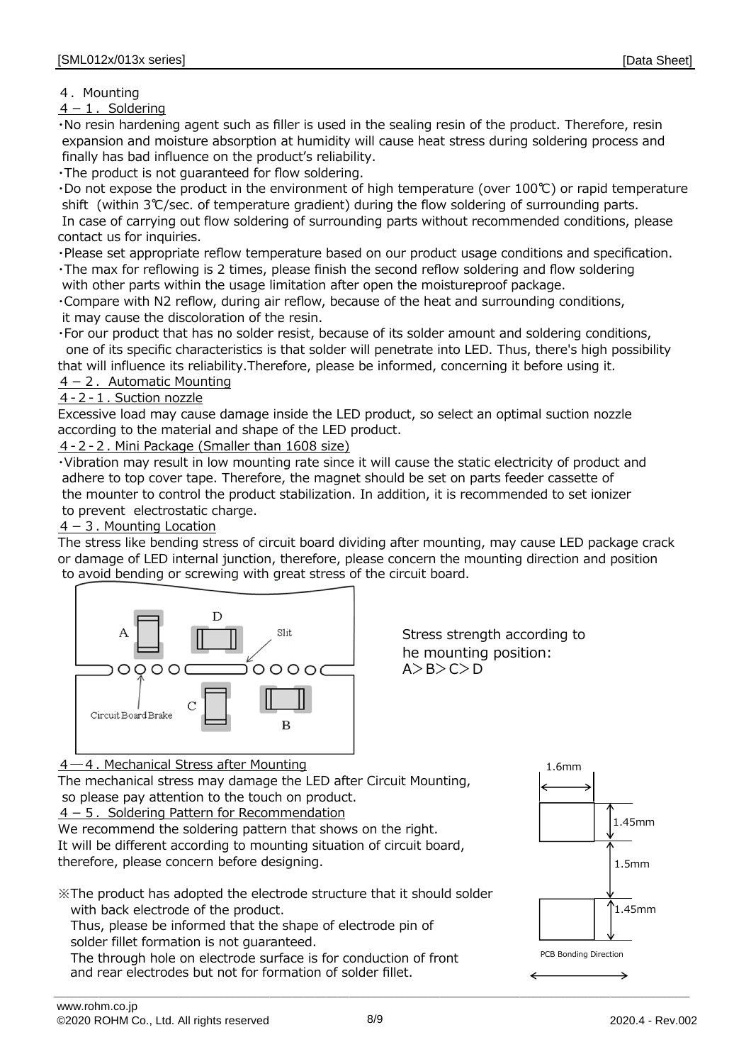## 4．Mounting

### 4－1．Soldering

・No resin hardening agent such as filler is used in the sealing resin of the product. Therefore, resin expansion and moisture absorption at humidity will cause heat stress during soldering process and finally has bad influence on the product's reliability.

・The product is not guaranteed for flow soldering.

・Do not expose the product in the environment of high temperature (over 100℃) or rapid temperature shift (within 3℃/sec. of temperature gradient) during the flow soldering of surrounding parts. In case of carrying out flow soldering of surrounding parts without recommended conditions, please contact us for inquiries.

・Please set appropriate reflow temperature based on our product usage conditions and specification.

・The max for reflowing is 2 times, please finish the second reflow soldering and flow soldering with other parts within the usage limitation after open the moistureproof package.

・Compare with N2 reflow, during air reflow, because of the heat and surrounding conditions, it may cause the discoloration of the resin.

・For our product that has no solder resist, because of its solder amount and soldering conditions, one of its specific characteristics is that solder will penetrate into LED. Thus, there's high possibility that will influence its reliability.Therefore, please be informed, concerning it before using it.

### 4－2．Automatic Mounting

#### 4-2-1. Suction nozzle

Excessive load may cause damage inside the LED product, so select an optimal suction nozzle according to the material and shape of the LED product.

#### 4-2-2. Mini Package (Smaller than 1608 size)

・Vibration may result in low mounting rate since it will cause the static electricity of product and adhere to top cover tape. Therefore, the magnet should be set on parts feeder cassette of the mounter to control the product stabilization. In addition, it is recommended to set ionizer to prevent electrostatic charge.

### 4－3. Mounting Location

The stress like bending stress of circuit board dividing after mounting, may cause LED package crack or damage of LED internal junction, therefore, please concern the mounting direction and position to avoid bending or screwing with great stress of the circuit board.

A
D
Slit
C
B
Circuit Board Brake

Stress strength according to he mounting position:
A＞B＞C＞D

### 4－4. Mechanical Stress after Mounting

The mechanical stress may damage the LED after Circuit Mounting, so please pay attention to the touch on product.

### 4－5．Soldering Pattern for Recommendation

We recommend the soldering pattern that shows on the right. It will be different according to mounting situation of circuit board, therefore, please concern before designing.

※The product has adopted the electrode structure that it should solder with back electrode of the product.
Thus, please be informed that the shape of electrode pin of solder fillet formation is not guaranteed.
The through hole on electrode surface is for conduction of front and rear electrodes but not for formation of solder fillet.

1.6mm
1.45mm
1.5mm
1.45mm
PCB Bonding Direction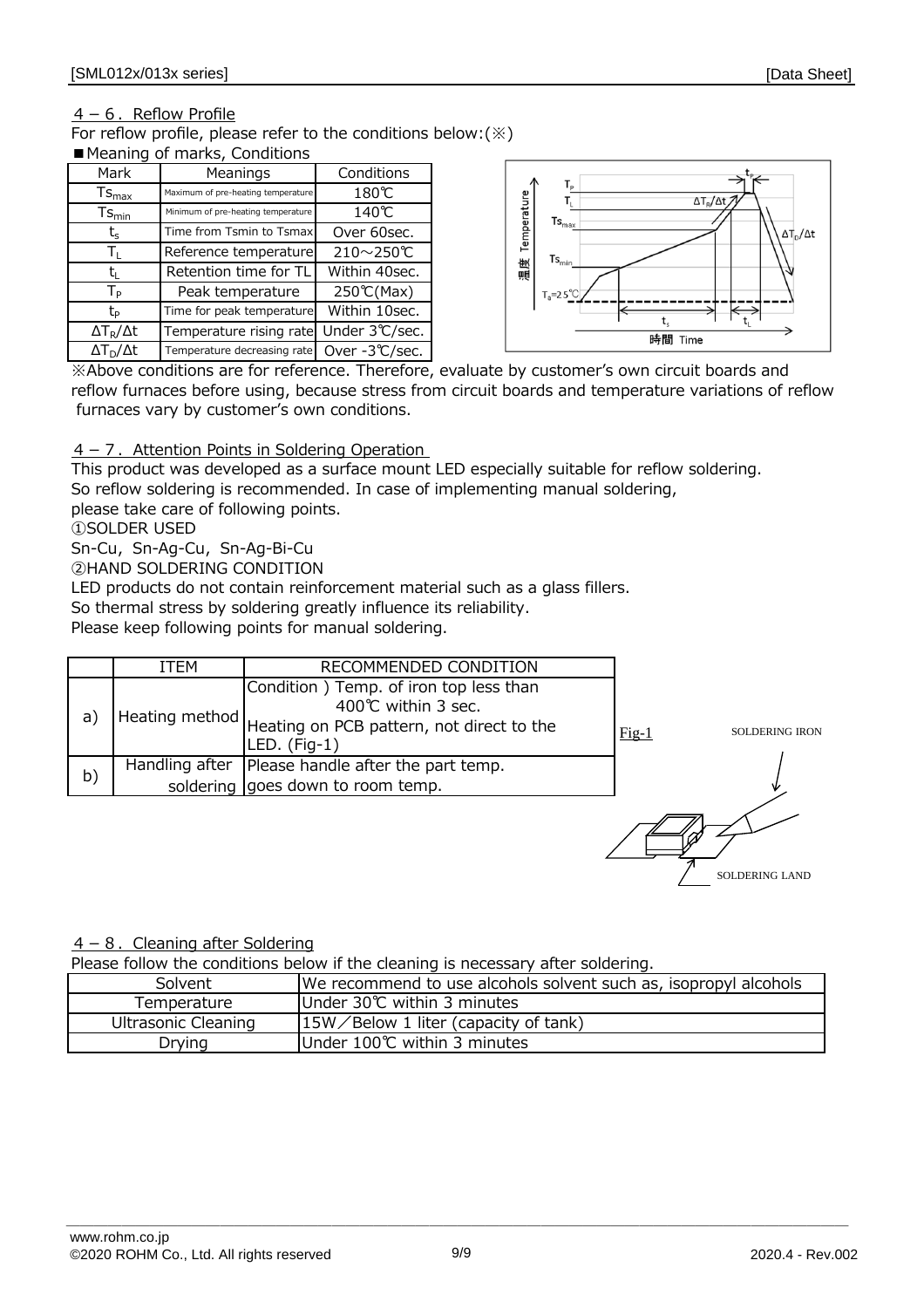### 4－6．Reflow Profile

For reflow profile, please refer to the conditions below:(※)

■Meaning of marks, Conditions

| Mark | Meanings | Conditions |
|---|---|---|
| $Ts_{max}$ | Maximum of pre-heating temperature | 180℃ |
| $Ts_{min}$ | Minimum of pre-heating temperature | 140℃ |
| $t_s$ | Time from Tsmin to Tsmax | Over 60sec. |
| $T_L$ | Reference temperature | 210～250℃ |
| $t_L$ | Retention time for TL | Within 40sec. |
| $T_P$ | Peak temperature | 250℃(Max) |
| $t_P$ | Time for peak temperature | Within 10sec. |
| $\Delta T_R/\Delta t$ | Temperature rising rate | Under 3℃/sec. |
| $\Delta T_D/\Delta t$ | Temperature decreasing rate | Over -3℃/sec. |

$T_P$
$T_L$
$Ts_{max}$
$Ts_{min}$
$T_a$=25℃
$t_P$
$\Delta T_R/\Delta t$
$\Delta T_D/\Delta t$
$t_s$
$t_L$
温度 Temperature
時間 Time

※Above conditions are for reference. Therefore, evaluate by customer's own circuit boards and reflow furnaces before using, because stress from circuit boards and temperature variations of reflow furnaces vary by customer's own conditions.

### 4－7．Attention Points in Soldering Operation

This product was developed as a surface mount LED especially suitable for reflow soldering.
So reflow soldering is recommended. In case of implementing manual soldering,
please take care of following points.

①SOLDER USED

Sn-Cu, Sn-Ag-Cu, Sn-Ag-Bi-Cu

②HAND SOLDERING CONDITION

LED products do not contain reinforcement material such as a glass fillers.
So thermal stress by soldering greatly influence its reliability.
Please keep following points for manual soldering.

| | ITEM | RECOMMENDED CONDITION |
|---|---|---|
| a) | Heating method | Condition ) Temp. of iron top less than 400℃ within 3 sec. Heating on PCB pattern, not direct to the LED. (Fig-1) |
| b) | Handling after soldering | Please handle after the part temp. goes down to room temp. |

Fig-1

SOLDERING IRON

SOLDERING LAND

### 4－8．Cleaning after Soldering

Please follow the conditions below if the cleaning is necessary after soldering.

| | |
|---|---|
| Solvent | We recommend to use alcohols solvent such as, isopropyl alcohols |
| Temperature | Under 30℃ within 3 minutes |
| Ultrasonic Cleaning | 15W／Below 1 liter (capacity of tank) |
| Drying | Under 100℃ within 3 minutes |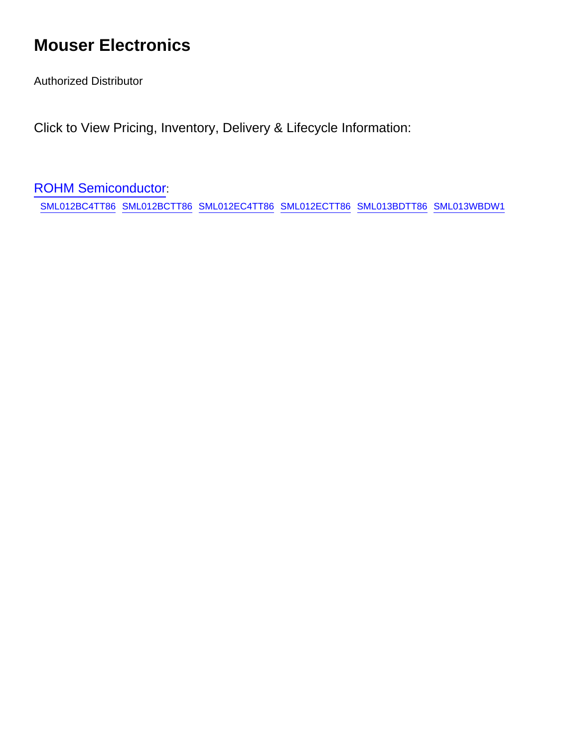# Mouser Electronics

Authorized Distributor

Click to View Pricing, Inventory, Delivery & Lifecycle Information:

ROHM Semiconductor:

SML012BC4TT86 SML012BCTT86 SML012EC4TT86 SML012ECTT86 SML013BDTT86 SML013WBDW1